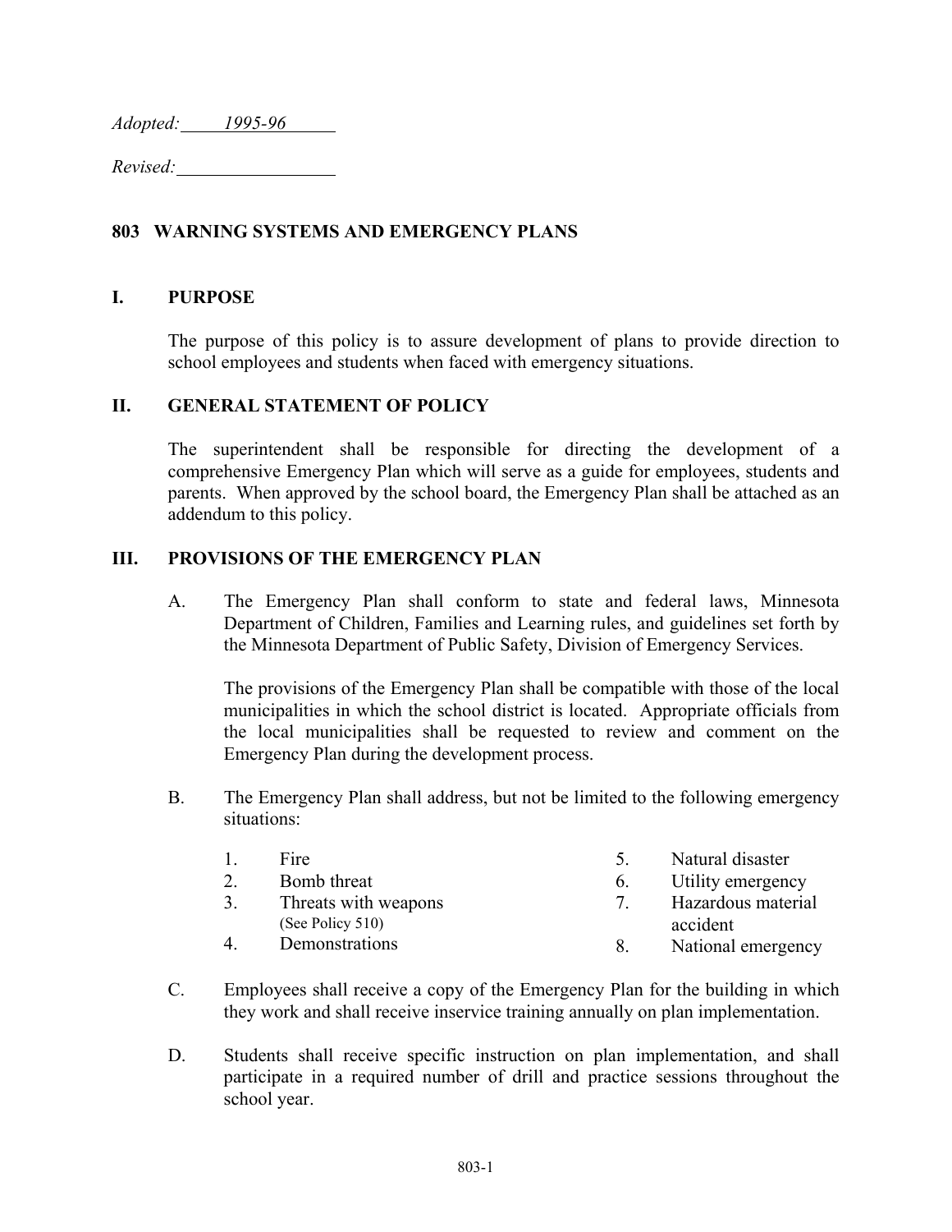*Adopted: 1995-96*

*Revised:*

# 803 WARNING SYSTEMS AND EMERGENCY PLANS

## I. PURPOSE

The purpose of this policy is to assure development of plans to provide direction to school employees and students when faced with emergency situations.

## II. GENERAL STATEMENT OF POLICY

The superintendent shall be responsible for directing the development of a comprehensive Emergency Plan which will serve as a guide for employees, students and parents. When approved by the school board, the Emergency Plan shall be attached as an addendum to this policy.

## III. PROVISIONS OF THE EMERGENCY PLAN

A. The Emergency Plan shall conform to state and federal laws, Minnesota Department of Children, Families and Learning rules, and guidelines set forth by the Minnesota Department of Public Safety, Division of Emergency Services.

The provisions of the Emergency Plan shall be compatible with those of the local municipalities in which the school district is located. Appropriate officials from the local municipalities shall be requested to review and comment on the Emergency Plan during the development process.

B. The Emergency Plan shall address, but not be limited to the following emergency situations:

1. Fire
2. Bomb threat
3. Threats with weapons (See Policy 510)
4. Demonstrations
5. Natural disaster
6. Utility emergency
7. Hazardous material accident
8. National emergency

C. Employees shall receive a copy of the Emergency Plan for the building in which they work and shall receive inservice training annually on plan implementation.

D. Students shall receive specific instruction on plan implementation, and shall participate in a required number of drill and practice sessions throughout the school year.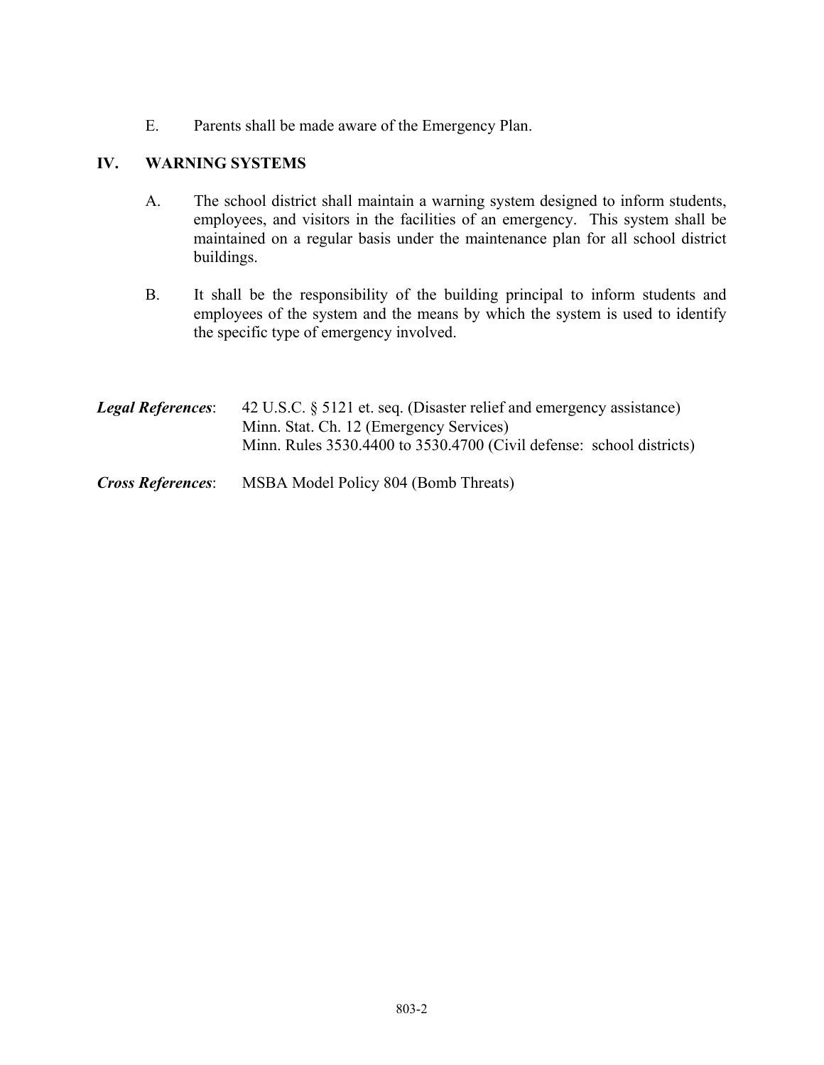E. Parents shall be made aware of the Emergency Plan.

## IV. WARNING SYSTEMS

A. The school district shall maintain a warning system designed to inform students, employees, and visitors in the facilities of an emergency. This system shall be maintained on a regular basis under the maintenance plan for all school district buildings.

B. It shall be the responsibility of the building principal to inform students and employees of the system and the means by which the system is used to identify the specific type of emergency involved.

***Legal References***: 42 U.S.C. § 5121 et. seq. (Disaster relief and emergency assistance)
Minn. Stat. Ch. 12 (Emergency Services)
Minn. Rules 3530.4400 to 3530.4700 (Civil defense: school districts)

***Cross References***: MSBA Model Policy 804 (Bomb Threats)